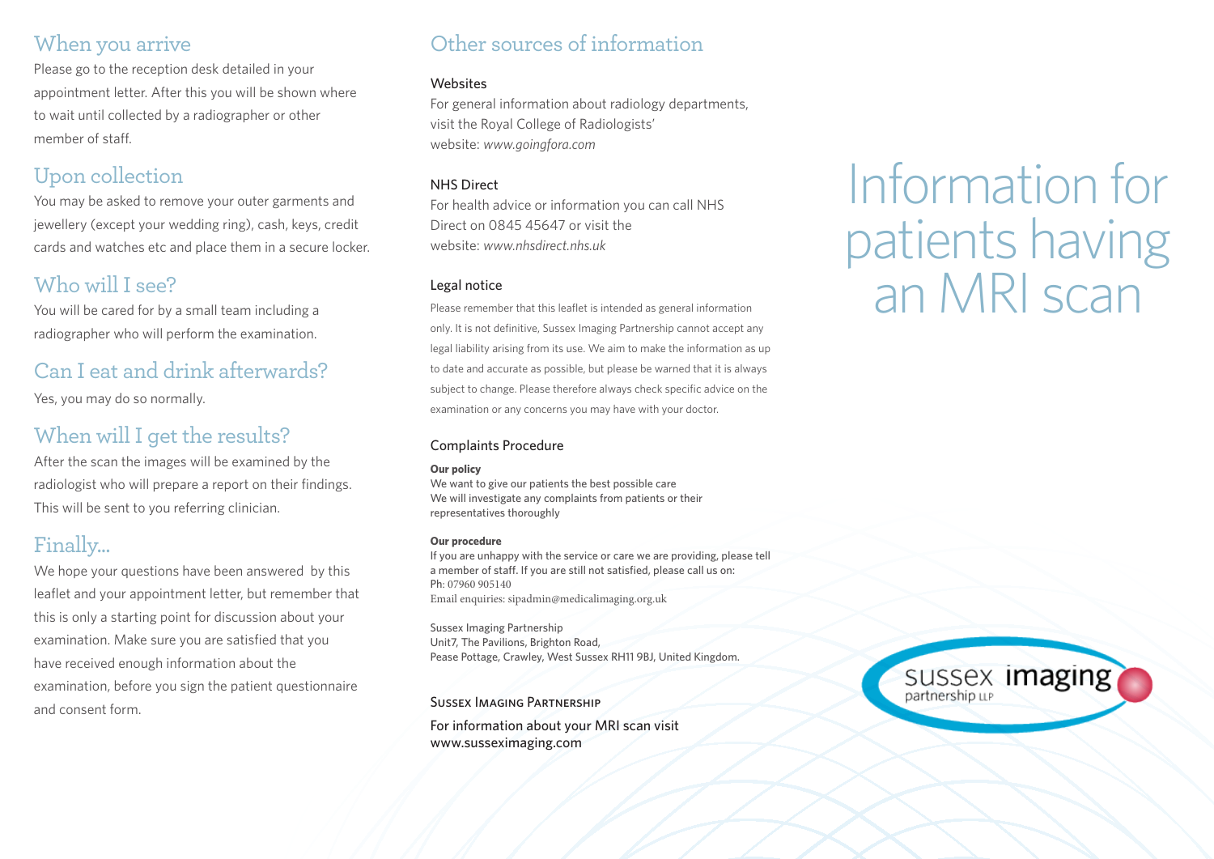## When you arrive

Please go to the reception desk detailed in your appointment letter. After this you will be shown where to wait until collected by a radiographer or other member of staff.

## Upon collection

You may be asked to remove your outer garments and jewellery (except your wedding ring), cash, keys, credit cards and watches etc and place them in a secure locker.

## Who will I see?

You will be cared for by a small team including a radiographer who will perform the examination.

## Can I eat and drink afterwards?

Yes, you may do so normally.

## When will I get the results?

After the scan the images will be examined by the radiologist who will prepare a report on their findings. This will be sent to you referring clinician.

## Finally...

We hope your questions have been answered by this leaflet and your appointment letter, but remember that this is only a starting point for discussion about your examination. Make sure you are satisfied that you have received enough information about the examination, before you sign the patient questionnaire and consent form.

## Other sources of information

### Websites

For general information about radiology departments, visit the Royal College of Radiologists' website: *www.goingfora.com*

### NHS Direct

For health advice or information you can call NHS Direct on 0845 45647 or visit the website: *www.nhsdirect.nhs.uk*

### Legal notice

Please remember that this leaflet is intended as general information only. It is not definitive, Sussex Imaging Partnership cannot accept any legal liability arising from its use. We aim to make the information as up to date and accurate as possible, but please be warned that it is always subject to change. Please therefore always check specific advice on the examination or any concerns you may have with your doctor.

### Complaints Procedure

**Our policy**
We want to give our patients the best possible care
We will investigate any complaints from patients or their representatives thoroughly

**Our procedure**
If you are unhappy with the service or care we are providing, please tell a member of staff. If you are still not satisfied, please call us on:
Ph: 07960 905140
Email enquiries: sipadmin@medicalimaging.org.uk

Sussex Imaging Partnership
Unit7, The Pavilions, Brighton Road,
Pease Pottage, Crawley, West Sussex RH11 9BJ, United Kingdom.

SUSSEX IMAGING PARTNERSHIP

For information about your MRI scan visit
www.sussexImaging.com

# Information for patients having an MRI scan

sussex imaging partnership LLP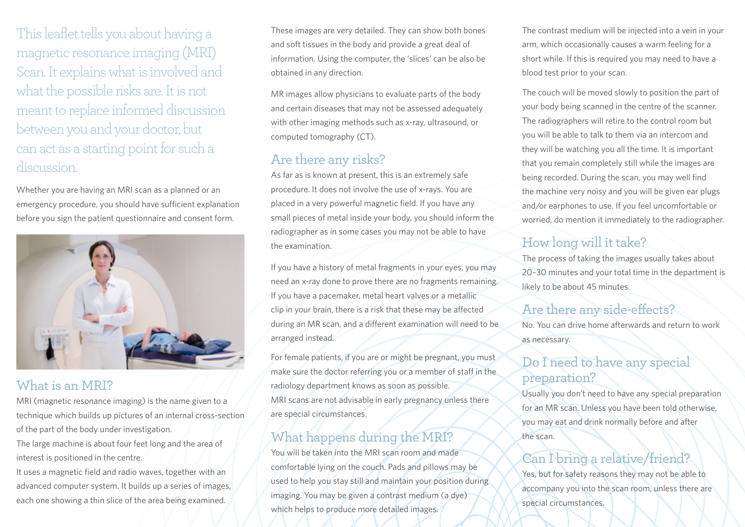This leaflet tells you about having a magnetic resonance imaging (MRI) Scan. It explains what is involved and what the possible risks are. It is not meant to replace informed discussion between you and your doctor, but can act as a starting point for such a discussion.

Whether you are having an MRI scan as a planned or an emergency procedure, you should have sufficient explanation before you sign the patient questionnaire and consent form.

## What is an MRI?

MRI (magnetic resonance imaging) is the name given to a technique which builds up pictures of an internal cross-section of the part of the body under investigation.

The large machine is about four feet long and the area of interest is positioned in the centre.

It uses a magnetic field and radio waves, together with an advanced computer system. It builds up a series of images, each one showing a thin slice of the area being examined.

These images are very detailed. They can show both bones and soft tissues in the body and provide a great deal of information. Using the computer, the 'slices' can be also be obtained in any direction.

MR images allow physicians to evaluate parts of the body and certain diseases that may not be assessed adequately with other imaging methods such as x-ray, ultrasound, or computed tomography (CT).

## Are there any risks?

As far as is known at present, this is an extremely safe procedure. It does not involve the use of x-rays. You are placed in a very powerful magnetic field. If you have any small pieces of metal inside your body, you should inform the radiographer as in some cases you may not be able to have the examination.

If you have a history of metal fragments in your eyes, you may need an x-ray done to prove there are no fragments remaining. If you have a pacemaker, metal heart valves or a metallic clip in your brain, there is a risk that these may be affected during an MR scan, and a different examination will need to be arranged instead.

For female patients, if you are or might be pregnant, you must make sure the doctor referring you or a member of staff in the radiology department knows as soon as possible.
MRI scans are not advisable in early pregnancy unless there are special circumstances.

## What happens during the MRI?

You will be taken into the MRI scan room and made comfortable lying on the couch. Pads and pillows may be used to help you stay still and maintain your position during imaging. You may be given a contrast medium (a dye) which helps to produce more detailed images.

The contrast medium will be injected into a vein in your arm, which occasionally causes a warm feeling for a short while. If this is required you may need to have a blood test prior to your scan.

The couch will be moved slowly to position the part of your body being scanned in the centre of the scanner. The radiographers will retire to the control room but you will be able to talk to them via an intercom and they will be watching you all the time. It is important that you remain completely still while the images are being recorded. During the scan, you may well find the machine very noisy and you will be given ear plugs and/or earphones to use. If you feel uncomfortable or worried, do mention it immediately to the radiographer.

## How long will it take?

The process of taking the images usually takes about 20–30 minutes and your total time in the department is likely to be about 45 minutes.

## Are there any side-effects?

No. You can drive home afterwards and return to work as necessary.

## Do I need to have any special preparation?

Usually you don't need to have any special preparation for an MR scan. Unless you have been told otherwise, you may eat and drink normally before and after the scan.

## Can I bring a relative/friend?

Yes, but for safety reasons they may not be able to accompany you into the scan room, unless there are special circumstances.